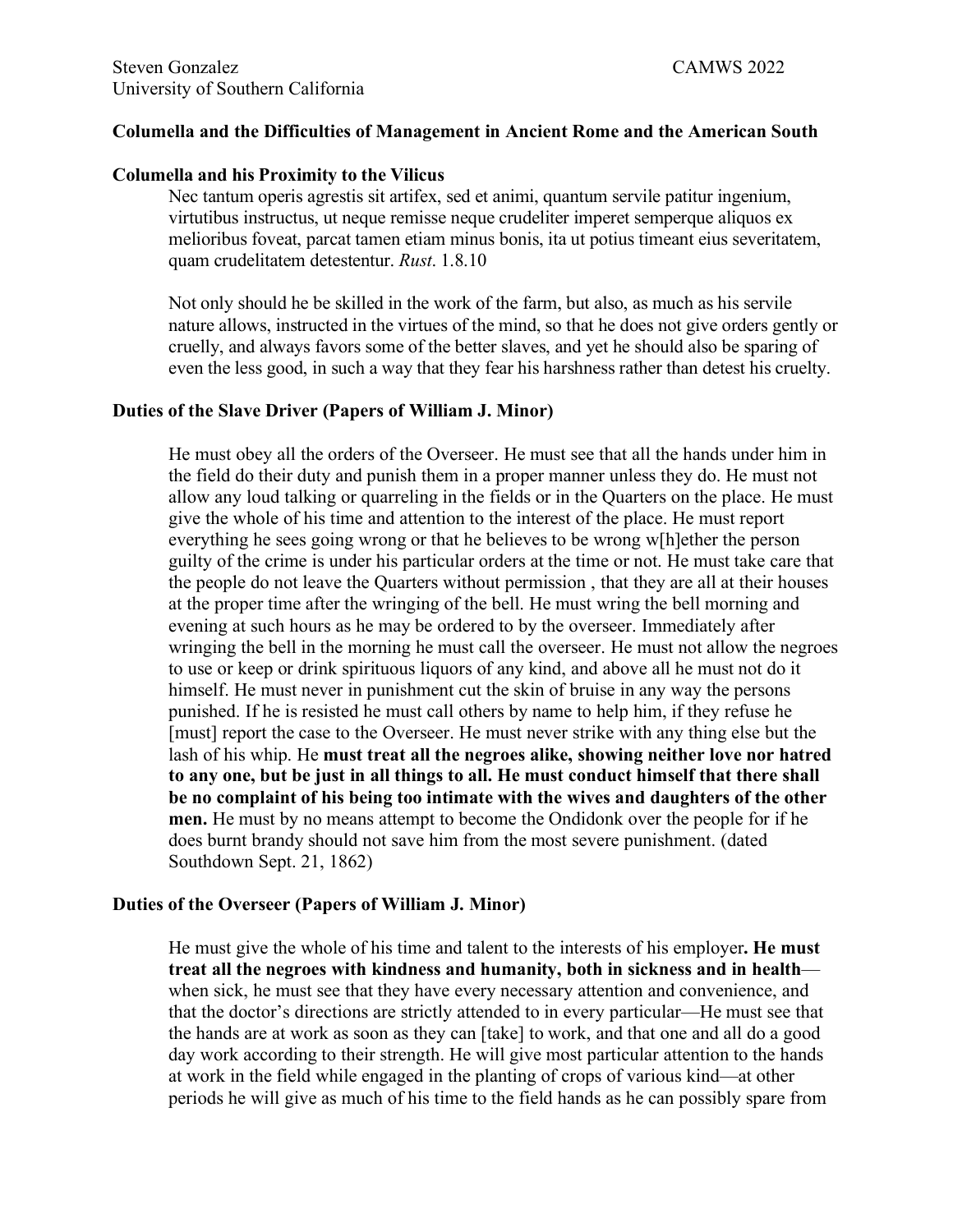Steven Gonzalez
University of Southern California

CAMWS 2022

**Columella and the Difficulties of Management in Ancient Rome and the American South**

**Columella and his Proximity to the Vilicus**

Nec tantum operis agrestis sit artifex, sed et animi, quantum servile patitur ingenium, virtutibus instructus, ut neque remisse neque crudeliter imperet semperque aliquos ex melioribus foveat, parcat tamen etiam minus bonis, ita ut potius timeant eius severitatem, quam crudelitatem detestentur. *Rust*. 1.8.10

Not only should he be skilled in the work of the farm, but also, as much as his servile nature allows, instructed in the virtues of the mind, so that he does not give orders gently or cruelly, and always favors some of the better slaves, and yet he should also be sparing of even the less good, in such a way that they fear his harshness rather than detest his cruelty.

**Duties of the Slave Driver (Papers of William J. Minor)**

He must obey all the orders of the Overseer. He must see that all the hands under him in the field do their duty and punish them in a proper manner unless they do. He must not allow any loud talking or quarreling in the fields or in the Quarters on the place. He must give the whole of his time and attention to the interest of the place. He must report everything he sees going wrong or that he believes to be wrong w[h]ether the person guilty of the crime is under his particular orders at the time or not. He must take care that the people do not leave the Quarters without permission , that they are all at their houses at the proper time after the wringing of the bell. He must wring the bell morning and evening at such hours as he may be ordered to by the overseer. Immediately after wringing the bell in the morning he must call the overseer. He must not allow the negroes to use or keep or drink spirituous liquors of any kind, and above all he must not do it himself. He must never in punishment cut the skin of bruise in any way the persons punished. If he is resisted he must call others by name to help him, if they refuse he [must] report the case to the Overseer. He must never strike with any thing else but the lash of his whip. He **must treat all the negroes alike, showing neither love nor hatred to any one, but be just in all things to all. He must conduct himself that there shall be no complaint of his being too intimate with the wives and daughters of the other men.** He must by no means attempt to become the Ondidonk over the people for if he does burnt brandy should not save him from the most severe punishment. (dated Southdown Sept. 21, 1862)

**Duties of the Overseer (Papers of William J. Minor)**

He must give the whole of his time and talent to the interests of his employer**. He must treat all the negroes with kindness and humanity, both in sickness and in health**—when sick, he must see that they have every necessary attention and convenience, and that the doctor's directions are strictly attended to in every particular—He must see that the hands are at work as soon as they can [take] to work, and that one and all do a good day work according to their strength. He will give most particular attention to the hands at work in the field while engaged in the planting of crops of various kind—at other periods he will give as much of his time to the field hands as he can possibly spare from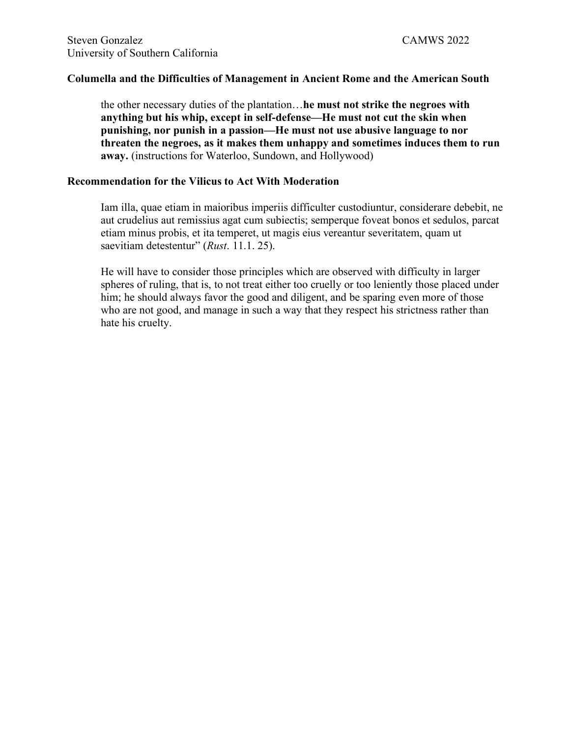the other necessary duties of the plantation…**he must not strike the negroes with anything but his whip, except in self-defense—He must not cut the skin when punishing, nor punish in a passion—He must not use abusive language to nor threaten the negroes, as it makes them unhappy and sometimes induces them to run away.** (instructions for Waterloo, Sundown, and Hollywood)

**Recommendation for the Vilicus to Act With Moderation**

Iam illa, quae etiam in maioribus imperiis difficulter custodiuntur, considerare debebit, ne aut crudelius aut remissius agat cum subiectis; semperque foveat bonos et sedulos, parcat etiam minus probis, et ita temperet, ut magis eius vereantur severitatem, quam ut saevitiam detestentur" (*Rust*. 11.1. 25).

He will have to consider those principles which are observed with difficulty in larger spheres of ruling, that is, to not treat either too cruelly or too leniently those placed under him; he should always favor the good and diligent, and be sparing even more of those who are not good, and manage in such a way that they respect his strictness rather than hate his cruelty.